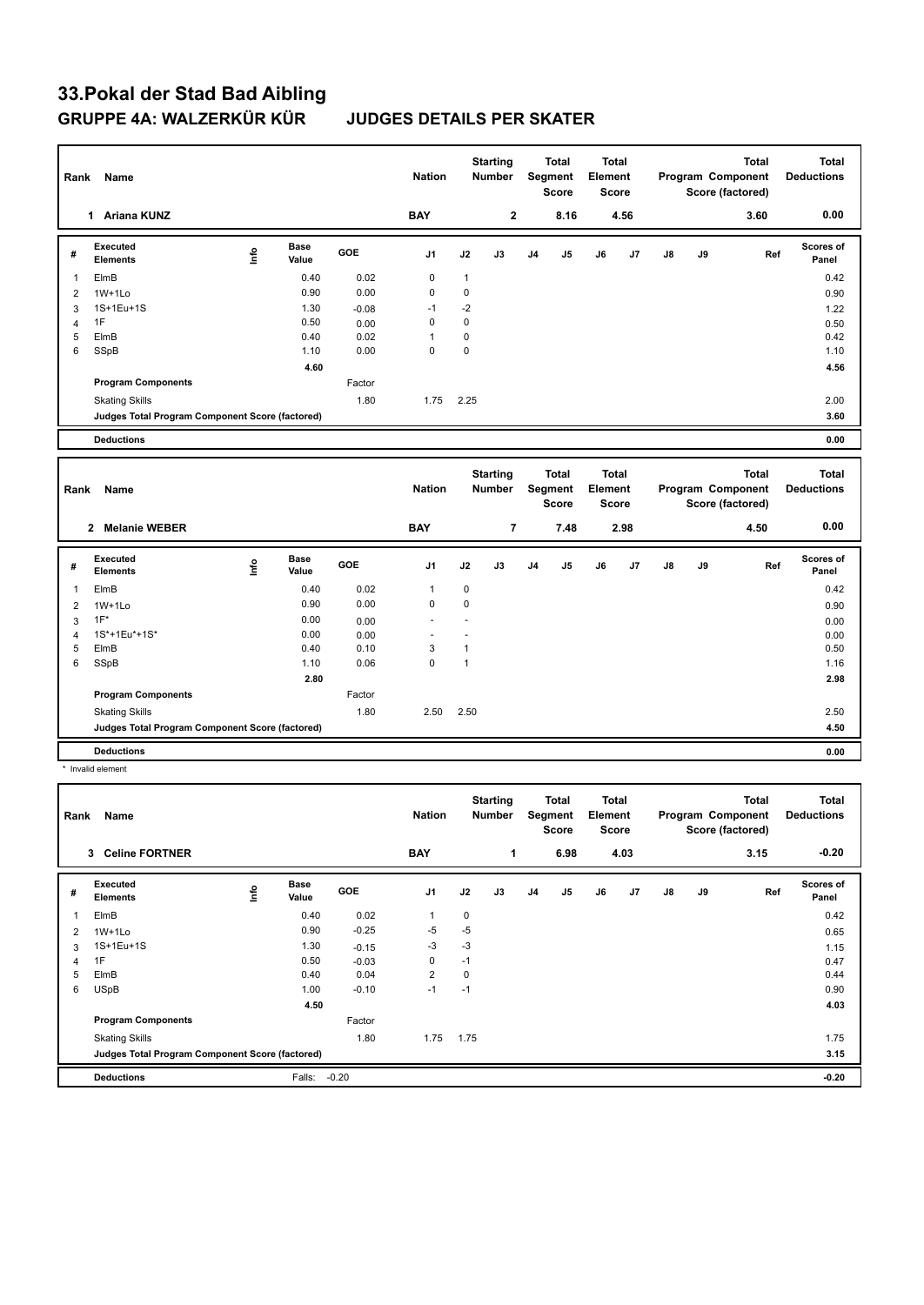# 33.Pokal der Stad Bad Aibling

## GRUPPE 4A: WALZERKÜR KÜR JUDGES DETAILS PER SKATER

| Rank | Name | Nation | Starting Number | Total Segment Score | Total Element Score | Total Program Component Score (factored) | Total Deductions |
|---|---|---|---|---|---|---|---|
| 1 | Ariana KUNZ | BAY | 2 | 8.16 | 4.56 | 3.60 | 0.00 |

| # | Executed Elements | Info | Base Value | GOE | J1 | J2 | J3 | J4 | J5 | J6 | J7 | J8 | J9 | Ref | Scores of Panel |
|---|---|---|---|---|---|---|---|---|---|---|---|---|---|---|---|
| 1 | ElmB | | 0.40 | 0.02 | 0 | 1 | | | | | | | | | 0.42 |
| 2 | 1W+1Lo | | 0.90 | 0.00 | 0 | 0 | | | | | | | | | 0.90 |
| 3 | 1S+1Eu+1S | | 1.30 | -0.08 | -1 | -2 | | | | | | | | | 1.22 |
| 4 | 1F | | 0.50 | 0.00 | 0 | 0 | | | | | | | | | 0.50 |
| 5 | ElmB | | 0.40 | 0.02 | 1 | 0 | | | | | | | | | 0.42 |
| 6 | SSpB | | 1.10 | 0.00 | 0 | 0 | | | | | | | | | 1.10 |
| | | | 4.60 | | | | | | | | | | | | 4.56 |
| | Program Components | | | Factor | | | | | | | | | | | |
| | Skating Skills | | | 1.80 | 1.75 | 2.25 | | | | | | | | | 2.00 |
| | Judges Total Program Component Score (factored) | | | | | | | | | | | | | | 3.60 |
| | Deductions | | | | | | | | | | | | | | 0.00 |

| Rank | Name | Nation | Starting Number | Total Segment Score | Total Element Score | Total Program Component Score (factored) | Total Deductions |
|---|---|---|---|---|---|---|---|
| 2 | Melanie WEBER | BAY | 7 | 7.48 | 2.98 | 4.50 | 0.00 |

| # | Executed Elements | Info | Base Value | GOE | J1 | J2 | J3 | J4 | J5 | J6 | J7 | J8 | J9 | Ref | Scores of Panel |
|---|---|---|---|---|---|---|---|---|---|---|---|---|---|---|---|
| 1 | ElmB | | 0.40 | 0.02 | 1 | 0 | | | | | | | | | 0.42 |
| 2 | 1W+1Lo | | 0.90 | 0.00 | 0 | 0 | | | | | | | | | 0.90 |
| 3 | 1F* | | 0.00 | 0.00 | - | - | | | | | | | | | 0.00 |
| 4 | 1S*+1Eu*+1S* | | 0.00 | 0.00 | - | - | | | | | | | | | 0.00 |
| 5 | ElmB | | 0.40 | 0.10 | 3 | 1 | | | | | | | | | 0.50 |
| 6 | SSpB | | 1.10 | 0.06 | 0 | 1 | | | | | | | | | 1.16 |
| | | | 2.80 | | | | | | | | | | | | 2.98 |
| | Program Components | | | Factor | | | | | | | | | | | |
| | Skating Skills | | | 1.80 | 2.50 | 2.50 | | | | | | | | | 2.50 |
| | Judges Total Program Component Score (factored) | | | | | | | | | | | | | | 4.50 |
| | Deductions | | | | | | | | | | | | | | 0.00 |

* Invalid element

| Rank | Name | Nation | Starting Number | Total Segment Score | Total Element Score | Total Program Component Score (factored) | Total Deductions |
|---|---|---|---|---|---|---|---|
| 3 | Celine FORTNER | BAY | 1 | 6.98 | 4.03 | 3.15 | -0.20 |

| # | Executed Elements | Info | Base Value | GOE | J1 | J2 | J3 | J4 | J5 | J6 | J7 | J8 | J9 | Ref | Scores of Panel |
|---|---|---|---|---|---|---|---|---|---|---|---|---|---|---|---|
| 1 | ElmB | | 0.40 | 0.02 | 1 | 0 | | | | | | | | | 0.42 |
| 2 | 1W+1Lo | | 0.90 | -0.25 | -5 | -5 | | | | | | | | | 0.65 |
| 3 | 1S+1Eu+1S | | 1.30 | -0.15 | -3 | -3 | | | | | | | | | 1.15 |
| 4 | 1F | | 0.50 | -0.03 | 0 | -1 | | | | | | | | | 0.47 |
| 5 | ElmB | | 0.40 | 0.04 | 2 | 0 | | | | | | | | | 0.44 |
| 6 | USpB | | 1.00 | -0.10 | -1 | -1 | | | | | | | | | 0.90 |
| | | | 4.50 | | | | | | | | | | | | 4.03 |
| | Program Components | | | Factor | | | | | | | | | | | |
| | Skating Skills | | | 1.80 | 1.75 | 1.75 | | | | | | | | | 1.75 |
| | Judges Total Program Component Score (factored) | | | | | | | | | | | | | | 3.15 |
| | Deductions | | Falls: | -0.20 | | | | | | | | | | | -0.20 |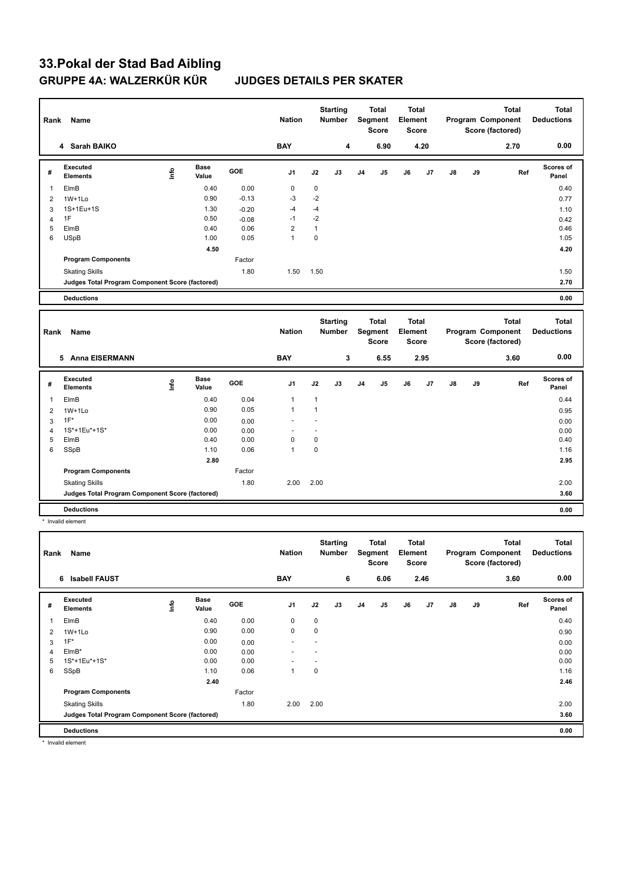# 33.Pokal der Stad Bad Aibling

## GRUPPE 4A: WALZERKÜR KÜR JUDGES DETAILS PER SKATER

| Rank | Name | Nation | Starting Number | Total Segment Score | Total Element Score | Total Program Component Score (factored) | Total Deductions |
|---|---|---|---|---|---|---|---|
| 4 | Sarah BAIKO | BAY | 4 | 6.90 | 4.20 | 2.70 | 0.00 |

| # | Executed Elements | Info | Base Value | GOE | J1 | J2 | J3 | J4 | J5 | J6 | J7 | J8 | J9 | Ref | Scores of Panel |
|---|---|---|---|---|---|---|---|---|---|---|---|---|---|---|---|
| 1 | ElmB | | 0.40 | 0.00 | 0 | 0 | | | | | | | | | 0.40 |
| 2 | 1W+1Lo | | 0.90 | -0.13 | -3 | -2 | | | | | | | | | 0.77 |
| 3 | 1S+1Eu+1S | | 1.30 | -0.20 | -4 | -4 | | | | | | | | | 1.10 |
| 4 | 1F | | 0.50 | -0.08 | -1 | -2 | | | | | | | | | 0.42 |
| 5 | ElmB | | 0.40 | 0.06 | 2 | 1 | | | | | | | | | 0.46 |
| 6 | USpB | | 1.00 | 0.05 | 1 | 0 | | | | | | | | | 1.05 |
| | | | 4.50 | | | | | | | | | | | | 4.20 |
| | Program Components | | | Factor | | | | | | | | | | | |
| | Skating Skills | | | 1.80 | 1.50 | 1.50 | | | | | | | | | 1.50 |
| | Judges Total Program Component Score (factored) | | | | | | | | | | | | | | 2.70 |
| | Deductions | | | | | | | | | | | | | | 0.00 |

| Rank | Name | Nation | Starting Number | Total Segment Score | Total Element Score | Total Program Component Score (factored) | Total Deductions |
|---|---|---|---|---|---|---|---|
| 5 | Anna EISERMANN | BAY | 3 | 6.55 | 2.95 | 3.60 | 0.00 |

| # | Executed Elements | Info | Base Value | GOE | J1 | J2 | J3 | J4 | J5 | J6 | J7 | J8 | J9 | Ref | Scores of Panel |
|---|---|---|---|---|---|---|---|---|---|---|---|---|---|---|---|
| 1 | ElmB | | 0.40 | 0.04 | 1 | 1 | | | | | | | | | 0.44 |
| 2 | 1W+1Lo | | 0.90 | 0.05 | 1 | 1 | | | | | | | | | 0.95 |
| 3 | 1F* | | 0.00 | 0.00 | - | - | | | | | | | | | 0.00 |
| 4 | 1S*+1Eu*+1S* | | 0.00 | 0.00 | - | - | | | | | | | | | 0.00 |
| 5 | ElmB | | 0.40 | 0.00 | 0 | 0 | | | | | | | | | 0.40 |
| 6 | SSpB | | 1.10 | 0.06 | 1 | 0 | | | | | | | | | 1.16 |
| | | | 2.80 | | | | | | | | | | | | 2.95 |
| | Program Components | | | Factor | | | | | | | | | | | |
| | Skating Skills | | | 1.80 | 2.00 | 2.00 | | | | | | | | | 2.00 |
| | Judges Total Program Component Score (factored) | | | | | | | | | | | | | | 3.60 |
| | Deductions | | | | | | | | | | | | | | 0.00 |

\* Invalid element

| Rank | Name | Nation | Starting Number | Total Segment Score | Total Element Score | Total Program Component Score (factored) | Total Deductions |
|---|---|---|---|---|---|---|---|
| 6 | Isabell FAUST | BAY | 6 | 6.06 | 2.46 | 3.60 | 0.00 |

| # | Executed Elements | Info | Base Value | GOE | J1 | J2 | J3 | J4 | J5 | J6 | J7 | J8 | J9 | Ref | Scores of Panel |
|---|---|---|---|---|---|---|---|---|---|---|---|---|---|---|---|
| 1 | ElmB | | 0.40 | 0.00 | 0 | 0 | | | | | | | | | 0.40 |
| 2 | 1W+1Lo | | 0.90 | 0.00 | 0 | 0 | | | | | | | | | 0.90 |
| 3 | 1F* | | 0.00 | 0.00 | - | - | | | | | | | | | 0.00 |
| 4 | ElmB* | | 0.00 | 0.00 | - | - | | | | | | | | | 0.00 |
| 5 | 1S*+1Eu*+1S* | | 0.00 | 0.00 | - | - | | | | | | | | | 0.00 |
| 6 | SSpB | | 1.10 | 0.06 | 1 | 0 | | | | | | | | | 1.16 |
| | | | 2.40 | | | | | | | | | | | | 2.46 |
| | Program Components | | | Factor | | | | | | | | | | | |
| | Skating Skills | | | 1.80 | 2.00 | 2.00 | | | | | | | | | 2.00 |
| | Judges Total Program Component Score (factored) | | | | | | | | | | | | | | 3.60 |
| | Deductions | | | | | | | | | | | | | | 0.00 |

\* Invalid element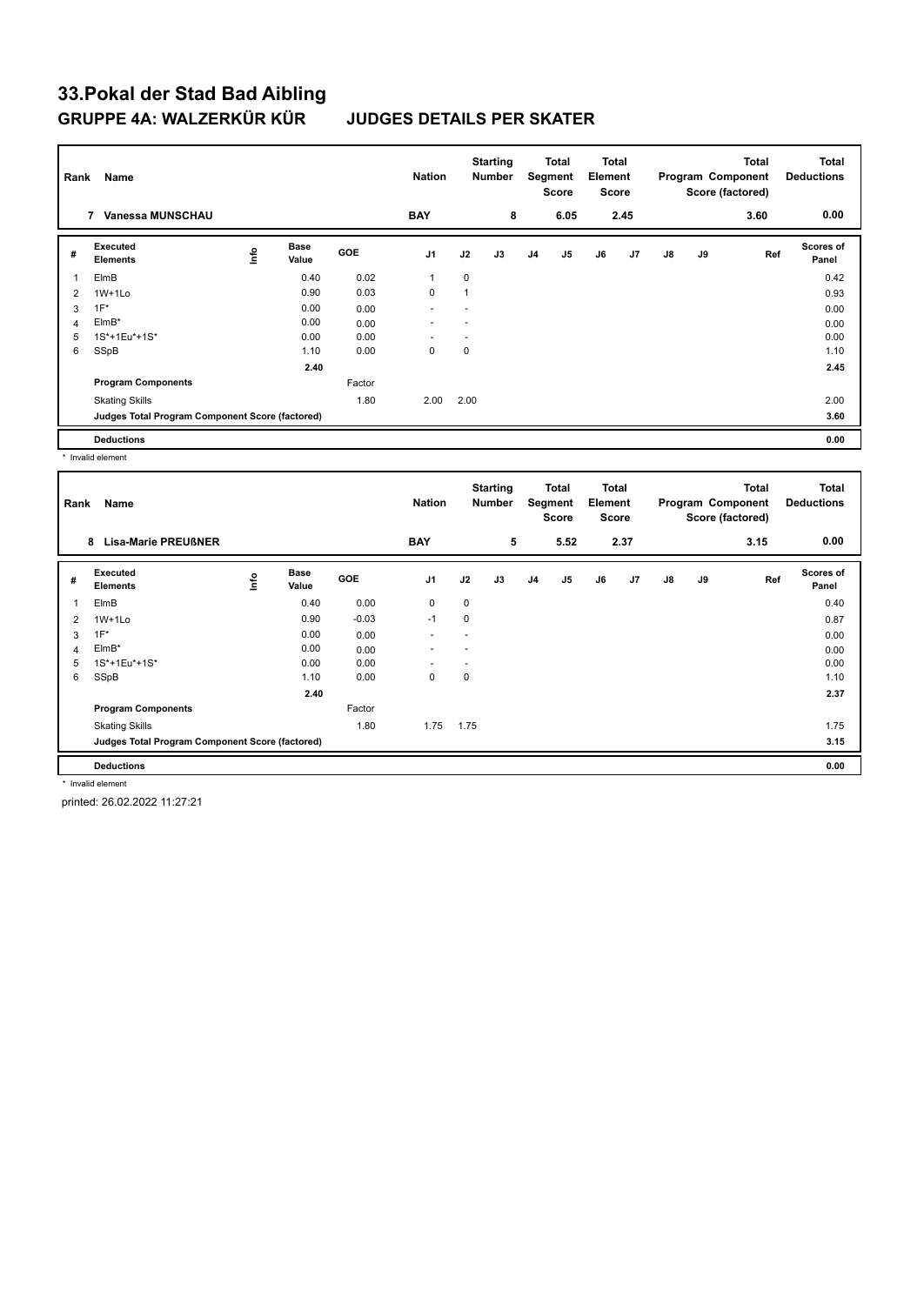# 33.Pokal der Stad Bad Aibling

## GRUPPE 4A: WALZERKÜR KÜR JUDGES DETAILS PER SKATER

| Rank | Name | Nation | Starting Number | Total Segment Score | Total Element Score | Total Program Component Score (factored) | Total Deductions |
|---|---|---|---|---|---|---|---|
| 7 | Vanessa MUNSCHAU | BAY | 8 | 6.05 | 2.45 | 3.60 | 0.00 |

| # | Executed Elements | Info | Base Value | GOE | J1 | J2 | J3 | J4 | J5 | J6 | J7 | J8 | J9 | Ref | Scores of Panel |
|---|---|---|---|---|---|---|---|---|---|---|---|---|---|---|---|
| 1 | ElmB | | 0.40 | 0.02 | 1 | 0 | | | | | | | | | 0.42 |
| 2 | 1W+1Lo | | 0.90 | 0.03 | 0 | 1 | | | | | | | | | 0.93 |
| 3 | 1F* | | 0.00 | 0.00 | - | - | | | | | | | | | 0.00 |
| 4 | ElmB* | | 0.00 | 0.00 | - | - | | | | | | | | | 0.00 |
| 5 | 1S*+1Eu*+1S* | | 0.00 | 0.00 | - | - | | | | | | | | | 0.00 |
| 6 | SSpB | | 1.10 | 0.00 | 0 | 0 | | | | | | | | | 1.10 |
| | | | 2.40 | | | | | | | | | | | | 2.45 |
| | Program Components | | | Factor | | | | | | | | | | | |
| | Skating Skills | | | 1.80 | 2.00 | 2.00 | | | | | | | | | 2.00 |
| | Judges Total Program Component Score (factored) | | | | | | | | | | | | | | 3.60 |
| | Deductions | | | | | | | | | | | | | | 0.00 |

\* Invalid element

| Rank | Name | Nation | Starting Number | Total Segment Score | Total Element Score | Total Program Component Score (factored) | Total Deductions |
|---|---|---|---|---|---|---|---|
| 8 | Lisa-Marie PREUßNER | BAY | 5 | 5.52 | 2.37 | 3.15 | 0.00 |

| # | Executed Elements | Info | Base Value | GOE | J1 | J2 | J3 | J4 | J5 | J6 | J7 | J8 | J9 | Ref | Scores of Panel |
|---|---|---|---|---|---|---|---|---|---|---|---|---|---|---|---|
| 1 | ElmB | | 0.40 | 0.00 | 0 | 0 | | | | | | | | | 0.40 |
| 2 | 1W+1Lo | | 0.90 | -0.03 | -1 | 0 | | | | | | | | | 0.87 |
| 3 | 1F* | | 0.00 | 0.00 | - | - | | | | | | | | | 0.00 |
| 4 | ElmB* | | 0.00 | 0.00 | - | - | | | | | | | | | 0.00 |
| 5 | 1S*+1Eu*+1S* | | 0.00 | 0.00 | - | - | | | | | | | | | 0.00 |
| 6 | SSpB | | 1.10 | 0.00 | 0 | 0 | | | | | | | | | 1.10 |
| | | | 2.40 | | | | | | | | | | | | 2.37 |
| | Program Components | | | Factor | | | | | | | | | | | |
| | Skating Skills | | | 1.80 | 1.75 | 1.75 | | | | | | | | | 1.75 |
| | Judges Total Program Component Score (factored) | | | | | | | | | | | | | | 3.15 |
| | Deductions | | | | | | | | | | | | | | 0.00 |

\* Invalid element

printed: 26.02.2022 11:27:21